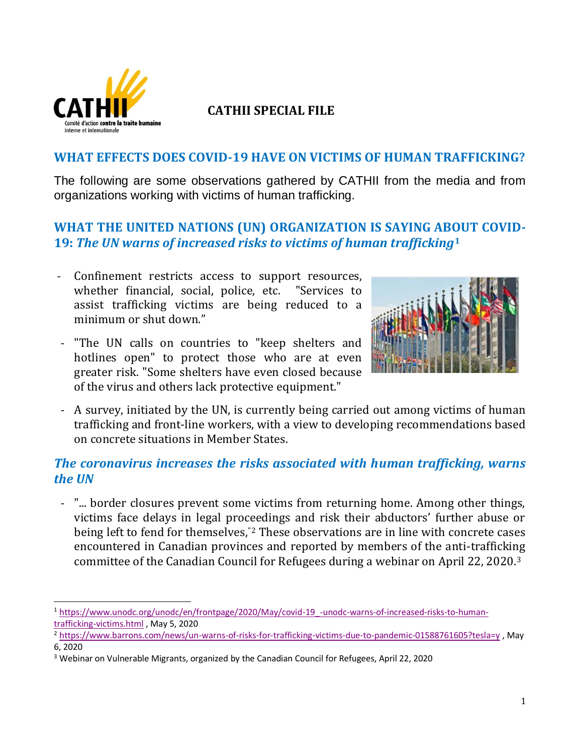**CATHII SPECIAL FILE**

## WHAT EFFECTS DOES COVID-19 HAVE ON VICTIMS OF HUMAN TRAFFICKING?

The following are some observations gathered by CATHII from the media and from organizations working with victims of human trafficking.

## WHAT THE UNITED NATIONS (UN) ORGANIZATION IS SAYING ABOUT COVID-19: *The UN warns of increased risks to victims of human trafficking*[1]

- Confinement restricts access to support resources, whether financial, social, police, etc. "Services to assist trafficking victims are being reduced to a minimum or shut down."
- "The UN calls on countries to "keep shelters and hotlines open" to protect those who are at even greater risk. "Some shelters have even closed because of the virus and others lack protective equipment."
- A survey, initiated by the UN, is currently being carried out among victims of human trafficking and front-line workers, with a view to developing recommendations based on concrete situations in Member States.

### *The coronavirus increases the risks associated with human trafficking, warns the UN*

- "... border closures prevent some victims from returning home. Among other things, victims face delays in legal proceedings and risk their abductors' further abuse or being left to fend for themselves,"[2] These observations are in line with concrete cases encountered in Canadian provinces and reported by members of the anti-trafficking committee of the Canadian Council for Refugees during a webinar on April 22, 2020.[3]

---

[1] https://www.unodc.org/unodc/en/frontpage/2020/May/covid-19_-unodc-warns-of-increased-risks-to-human-trafficking-victims.html , May 5, 2020

[2] https://www.barrons.com/news/un-warns-of-risks-for-trafficking-victims-due-to-pandemic-01588761605?tesla=y , May 6, 2020

[3] Webinar on Vulnerable Migrants, organized by the Canadian Council for Refugees, April 22, 2020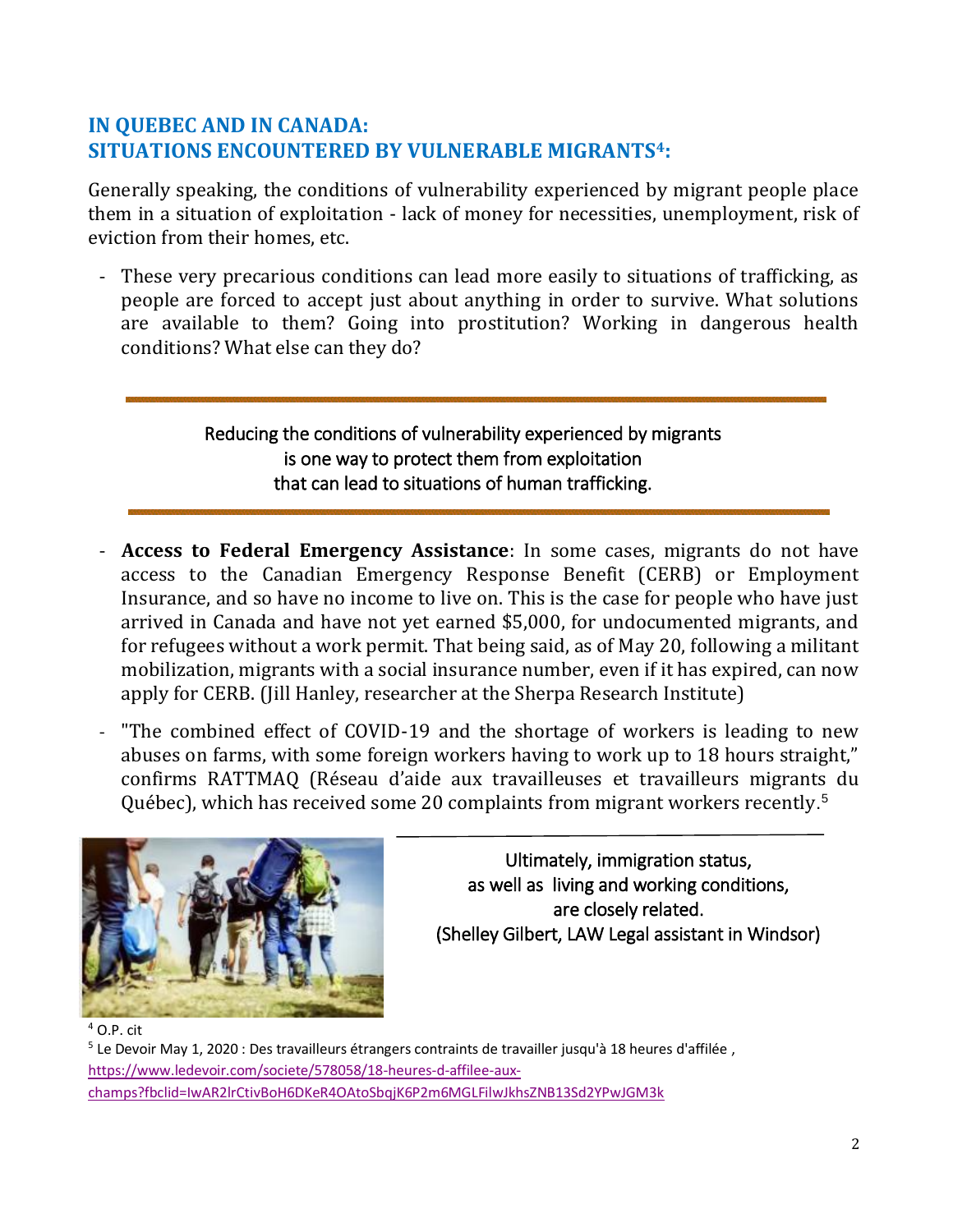## IN QUEBEC AND IN CANADA: SITUATIONS ENCOUNTERED BY VULNERABLE MIGRANTS[4]:

Generally speaking, the conditions of vulnerability experienced by migrant people place them in a situation of exploitation - lack of money for necessities, unemployment, risk of eviction from their homes, etc.

- These very precarious conditions can lead more easily to situations of trafficking, as people are forced to accept just about anything in order to survive. What solutions are available to them? Going into prostitution? Working in dangerous health conditions? What else can they do?

---

Reducing the conditions of vulnerability experienced by migrants
is one way to protect them from exploitation
that can lead to situations of human trafficking.

---

- **Access to Federal Emergency Assistance**: In some cases, migrants do not have access to the Canadian Emergency Response Benefit (CERB) or Employment Insurance, and so have no income to live on. This is the case for people who have just arrived in Canada and have not yet earned $5,000, for undocumented migrants, and for refugees without a work permit. That being said, as of May 20, following a militant mobilization, migrants with a social insurance number, even if it has expired, can now apply for CERB. (Jill Hanley, researcher at the Sherpa Research Institute)

- "The combined effect of COVID-19 and the shortage of workers is leading to new abuses on farms, with some foreign workers having to work up to 18 hours straight," confirms RATTMAQ (Réseau d'aide aux travailleuses et travailleurs migrants du Québec), which has received some 20 complaints from migrant workers recently.[5]

---

Ultimately, immigration status,
as well as living and working conditions,
are closely related.
(Shelley Gilbert, LAW Legal assistant in Windsor)

[4] O.P. cit

[5] Le Devoir May 1, 2020 : Des travailleurs étrangers contraints de travailler jusqu'à 18 heures d'affilée , https://www.ledevoir.com/societe/578058/18-heures-d-affilee-aux-champs?fbclid=IwAR2lrCtivBoH6DKeR4OAtoSbqjK6P2m6MGLFilwJkhsZNB13Sd2YPwJGM3k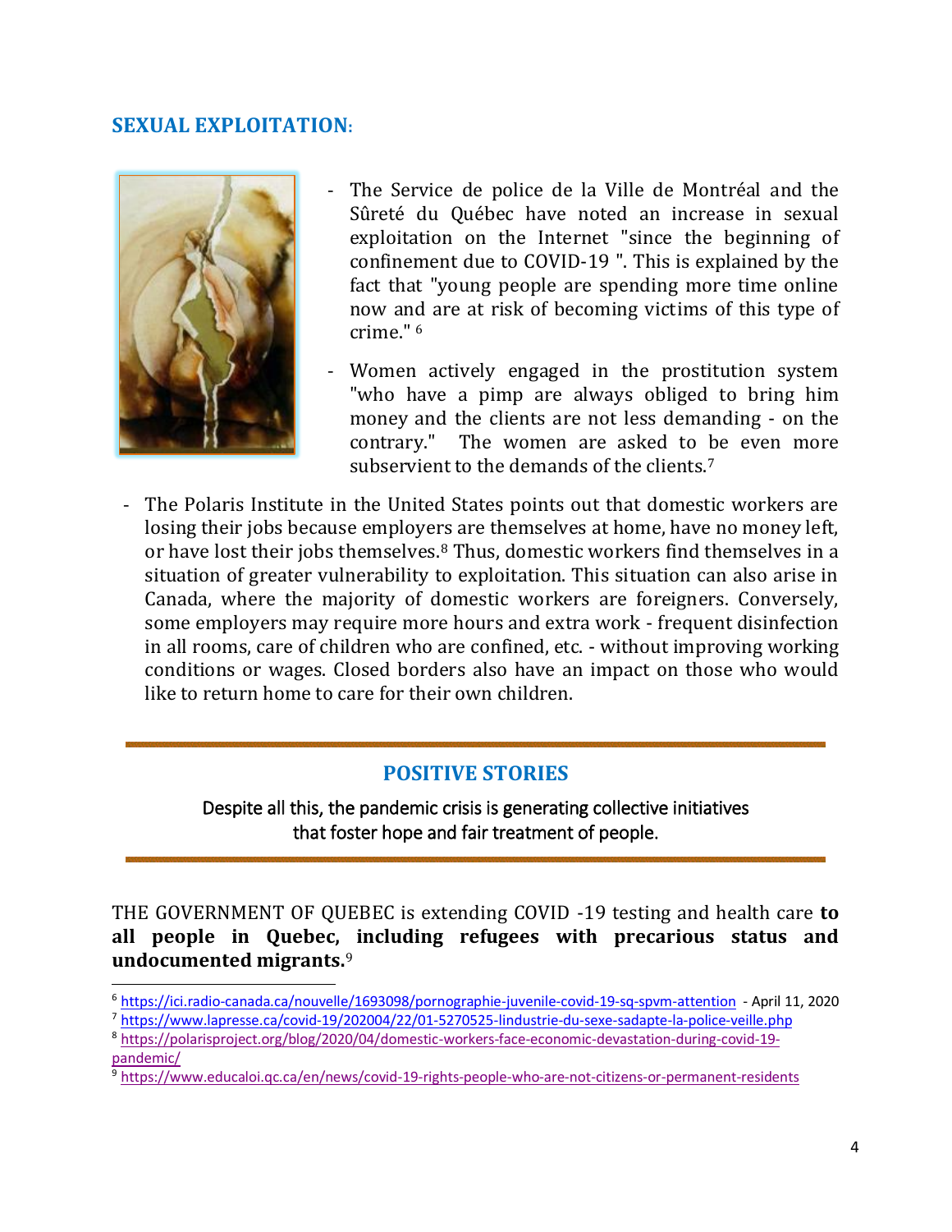## SEXUAL EXPLOITATION:

- The Service de police de la Ville de Montréal and the Sûreté du Québec have noted an increase in sexual exploitation on the Internet "since the beginning of confinement due to COVID-19 ". This is explained by the fact that "young people are spending more time online now and are at risk of becoming victims of this type of crime." [6]
- Women actively engaged in the prostitution system "who have a pimp are always obliged to bring him money and the clients are not less demanding - on the contrary." The women are asked to be even more subservient to the demands of the clients.[7]
- The Polaris Institute in the United States points out that domestic workers are losing their jobs because employers are themselves at home, have no money left, or have lost their jobs themselves.[8] Thus, domestic workers find themselves in a situation of greater vulnerability to exploitation. This situation can also arise in Canada, where the majority of domestic workers are foreigners. Conversely, some employers may require more hours and extra work - frequent disinfection in all rooms, care of children who are confined, etc. - without improving working conditions or wages. Closed borders also have an impact on those who would like to return home to care for their own children.

---

## POSITIVE STORIES

Despite all this, the pandemic crisis is generating collective initiatives that foster hope and fair treatment of people.

---

THE GOVERNMENT OF QUEBEC is extending COVID -19 testing and health care **to all people in Quebec, including refugees with precarious status and undocumented migrants.**[9]

---

[6] https://ici.radio-canada.ca/nouvelle/1693098/pornographie-juvenile-covid-19-sq-spvm-attention - April 11, 2020

[7] https://www.lapresse.ca/covid-19/202004/22/01-5270525-lindustrie-du-sexe-sadapte-la-police-veille.php

[8] https://polarisproject.org/blog/2020/04/domestic-workers-face-economic-devastation-during-covid-19-pandemic/

[9] https://www.educaloi.qc.ca/en/news/covid-19-rights-people-who-are-not-citizens-or-permanent-residents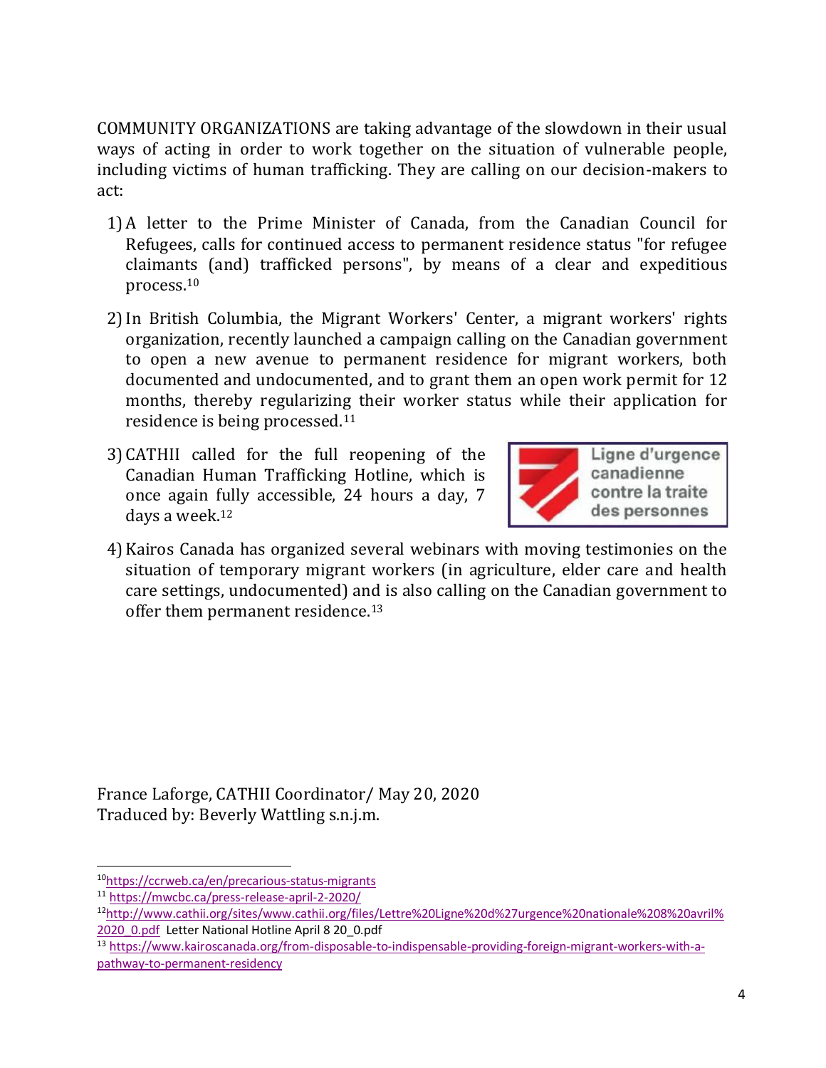COMMUNITY ORGANIZATIONS are taking advantage of the slowdown in their usual ways of acting in order to work together on the situation of vulnerable people, including victims of human trafficking. They are calling on our decision-makers to act:

1) A letter to the Prime Minister of Canada, from the Canadian Council for Refugees, calls for continued access to permanent residence status "for refugee claimants (and) trafficked persons", by means of a clear and expeditious process.[10]

2) In British Columbia, the Migrant Workers' Center, a migrant workers' rights organization, recently launched a campaign calling on the Canadian government to open a new avenue to permanent residence for migrant workers, both documented and undocumented, and to grant them an open work permit for 12 months, thereby regularizing their worker status while their application for residence is being processed.[11]

3) CATHII called for the full reopening of the Canadian Human Trafficking Hotline, which is once again fully accessible, 24 hours a day, 7 days a week.[12]

   Ligne d'urgence canadienne contre la traite des personnes

4) Kairos Canada has organized several webinars with moving testimonies on the situation of temporary migrant workers (in agriculture, elder care and health care settings, undocumented) and is also calling on the Canadian government to offer them permanent residence.[13]

France Laforge, CATHII Coordinator/ May 20, 2020
Traduced by: Beverly Wattling s.n.j.m.

---

[10] https://ccrweb.ca/en/precarious-status-migrants

[11] https://mwcbc.ca/press-release-april-2-2020/

[12] http://www.cathii.org/sites/www.cathii.org/files/Lettre%20Ligne%20d%27urgence%20nationale%208%20avril%2020_0.pdf Letter National Hotline April 8 20_0.pdf

[13] https://www.kairoscanada.org/from-disposable-to-indispensable-providing-foreign-migrant-workers-with-a-pathway-to-permanent-residency